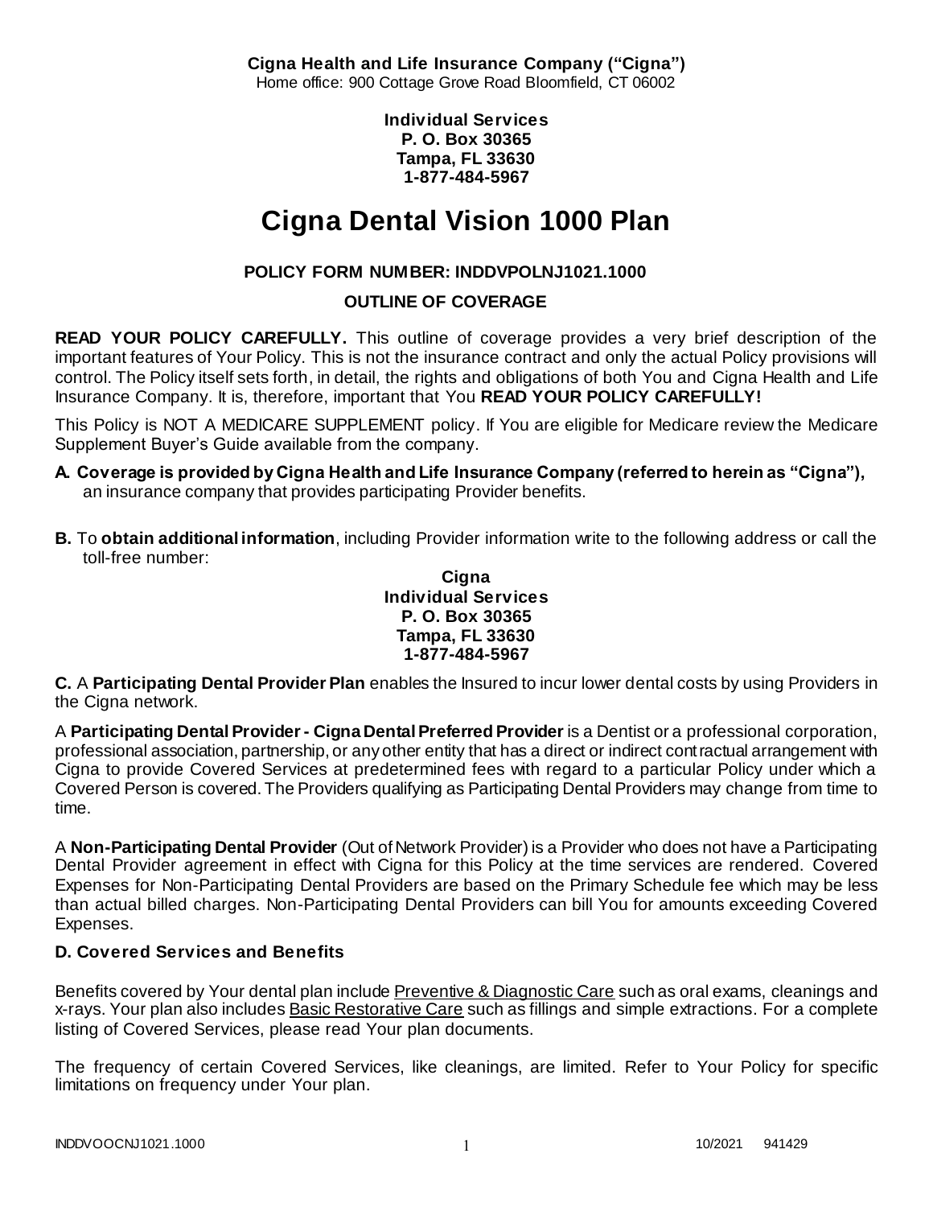**Cigna Health and Life Insurance Company ("Cigna")**
Home office: 900 Cottage Grove Road Bloomfield, CT 06002

**Individual Services**
**P. O. Box 30365**
**Tampa, FL 33630**
**1-877-484-5967**

# Cigna Dental Vision 1000 Plan

**POLICY FORM NUMBER: INDDVPOLNJ1021.1000**

**OUTLINE OF COVERAGE**

**READ YOUR POLICY CAREFULLY.** This outline of coverage provides a very brief description of the important features of Your Policy. This is not the insurance contract and only the actual Policy provisions will control. The Policy itself sets forth, in detail, the rights and obligations of both You and Cigna Health and Life Insurance Company. It is, therefore, important that You **READ YOUR POLICY CAREFULLY!**

This Policy is NOT A MEDICARE SUPPLEMENT policy. If You are eligible for Medicare review the Medicare Supplement Buyer's Guide available from the company.

**A. Coverage is provided by Cigna Health and Life Insurance Company (referred to herein as "Cigna"),** an insurance company that provides participating Provider benefits.

**B.** To **obtain additional information**, including Provider information write to the following address or call the toll-free number:

**Cigna**
**Individual Services**
**P. O. Box 30365**
**Tampa, FL 33630**
**1-877-484-5967**

**C.** A **Participating Dental Provider Plan** enables the Insured to incur lower dental costs by using Providers in the Cigna network.

A **Participating Dental Provider - Cigna Dental Preferred Provider** is a Dentist or a professional corporation, professional association, partnership, or any other entity that has a direct or indirect contractual arrangement with Cigna to provide Covered Services at predetermined fees with regard to a particular Policy under which a Covered Person is covered. The Providers qualifying as Participating Dental Providers may change from time to time.

A **Non-Participating Dental Provider** (Out of Network Provider) is a Provider who does not have a Participating Dental Provider agreement in effect with Cigna for this Policy at the time services are rendered. Covered Expenses for Non-Participating Dental Providers are based on the Primary Schedule fee which may be less than actual billed charges. Non-Participating Dental Providers can bill You for amounts exceeding Covered Expenses.

### D. Covered Services and Benefits

Benefits covered by Your dental plan include Preventive & Diagnostic Care such as oral exams, cleanings and x-rays. Your plan also includes Basic Restorative Care such as fillings and simple extractions. For a complete listing of Covered Services, please read Your plan documents.

The frequency of certain Covered Services, like cleanings, are limited. Refer to Your Policy for specific limitations on frequency under Your plan.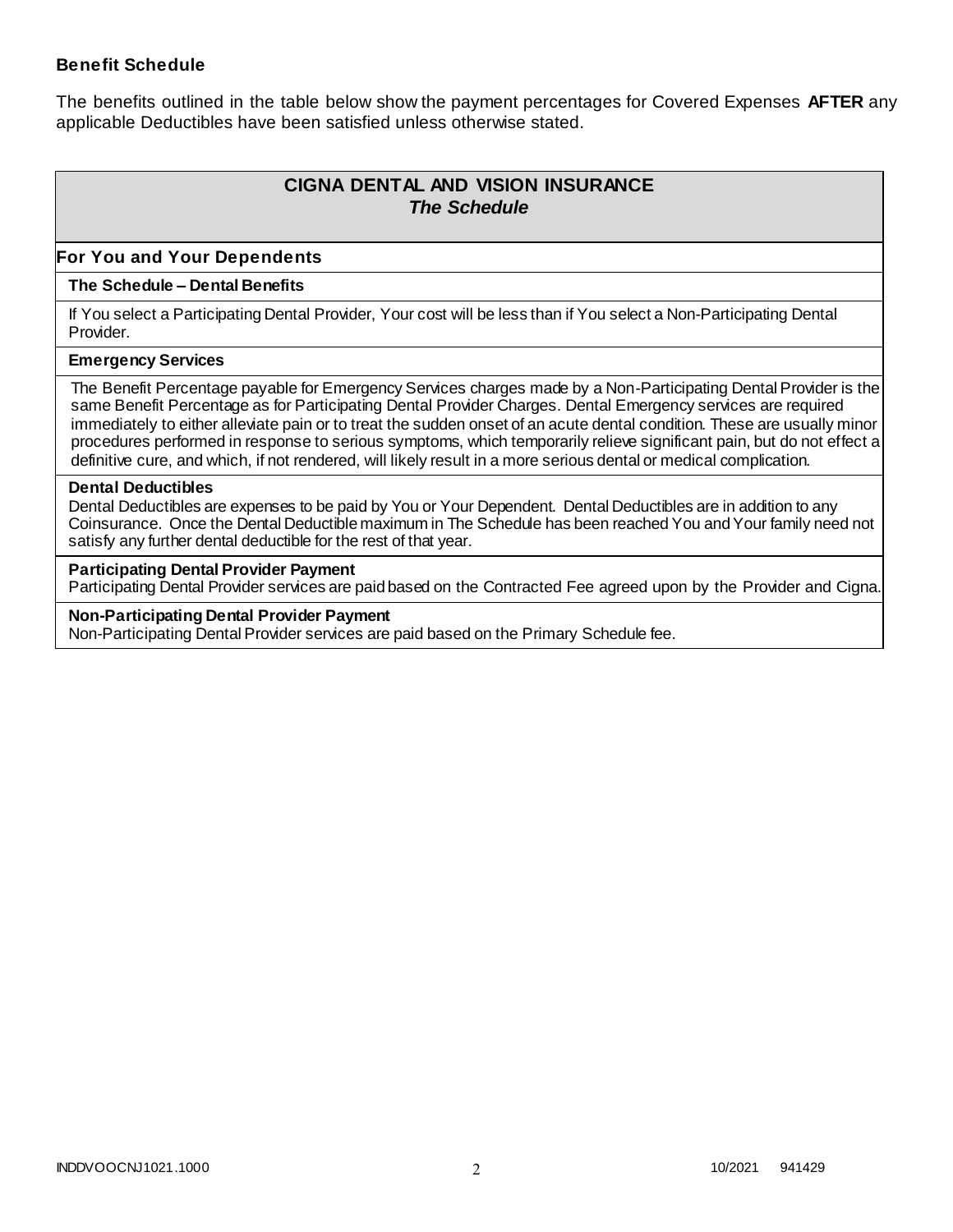### Benefit Schedule

The benefits outlined in the table below show the payment percentages for Covered Expenses **AFTER** any applicable Deductibles have been satisfied unless otherwise stated.

| **CIGNA DENTAL AND VISION INSURANCE** ***The Schedule*** |
|---|
| **For You and Your Dependents** |
| **The Schedule – Dental Benefits** |
| If You select a Participating Dental Provider, Your cost will be less than if You select a Non-Participating Dental Provider. |
| **Emergency Services** |
| The Benefit Percentage payable for Emergency Services charges made by a Non-Participating Dental Provider is the same Benefit Percentage as for Participating Dental Provider Charges. Dental Emergency services are required immediately to either alleviate pain or to treat the sudden onset of an acute dental condition. These are usually minor procedures performed in response to serious symptoms, which temporarily relieve significant pain, but do not effect a definitive cure, and which, if not rendered, will likely result in a more serious dental or medical complication. |
| **Dental Deductibles** Dental Deductibles are expenses to be paid by You or Your Dependent. Dental Deductibles are in addition to any Coinsurance. Once the Dental Deductible maximum in The Schedule has been reached You and Your family need not satisfy any further dental deductible for the rest of that year. |
| **Participating Dental Provider Payment** Participating Dental Provider services are paid based on the Contracted Fee agreed upon by the Provider and Cigna. |
| **Non-Participating Dental Provider Payment** Non-Participating Dental Provider services are paid based on the Primary Schedule fee. |

INDDVOOCNJ1021.1000 10/2021 941429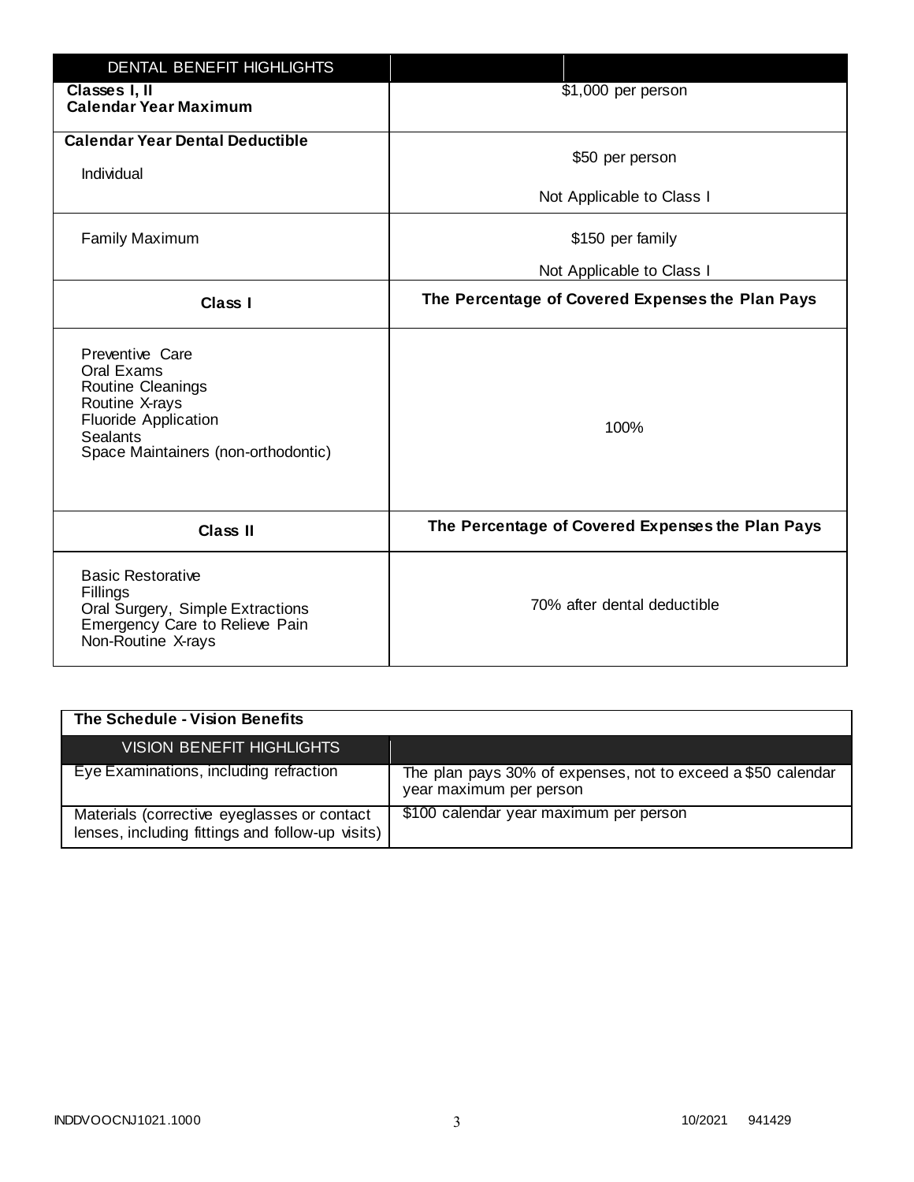| DENTAL BENEFIT HIGHLIGHTS | |
|---|---|
| **Classes I, II**<br>**Calendar Year Maximum** | $1,000 per person |
| **Calendar Year Dental Deductible**<br>Individual | $50 per person<br>Not Applicable to Class I |
| Family Maximum | $150 per family<br>Not Applicable to Class I |
| **Class I** | **The Percentage of Covered Expenses the Plan Pays** |
| Preventive Care<br>Oral Exams<br>Routine Cleanings<br>Routine X-rays<br>Fluoride Application<br>Sealants<br>Space Maintainers (non-orthodontic) | 100% |
| **Class II** | **The Percentage of Covered Expenses the Plan Pays** |
| Basic Restorative<br>Fillings<br>Oral Surgery, Simple Extractions<br>Emergency Care to Relieve Pain<br>Non-Routine X-rays | 70% after dental deductible |

| **The Schedule - Vision Benefits** | |
|---|---|
| VISION BENEFIT HIGHLIGHTS | |
| Eye Examinations, including refraction | The plan pays 30% of expenses, not to exceed a $50 calendar year maximum per person |
| Materials (corrective eyeglasses or contact lenses, including fittings and follow-up visits) | $100 calendar year maximum per person |

INDDVOOCNJ1021.1000 10/2021 941429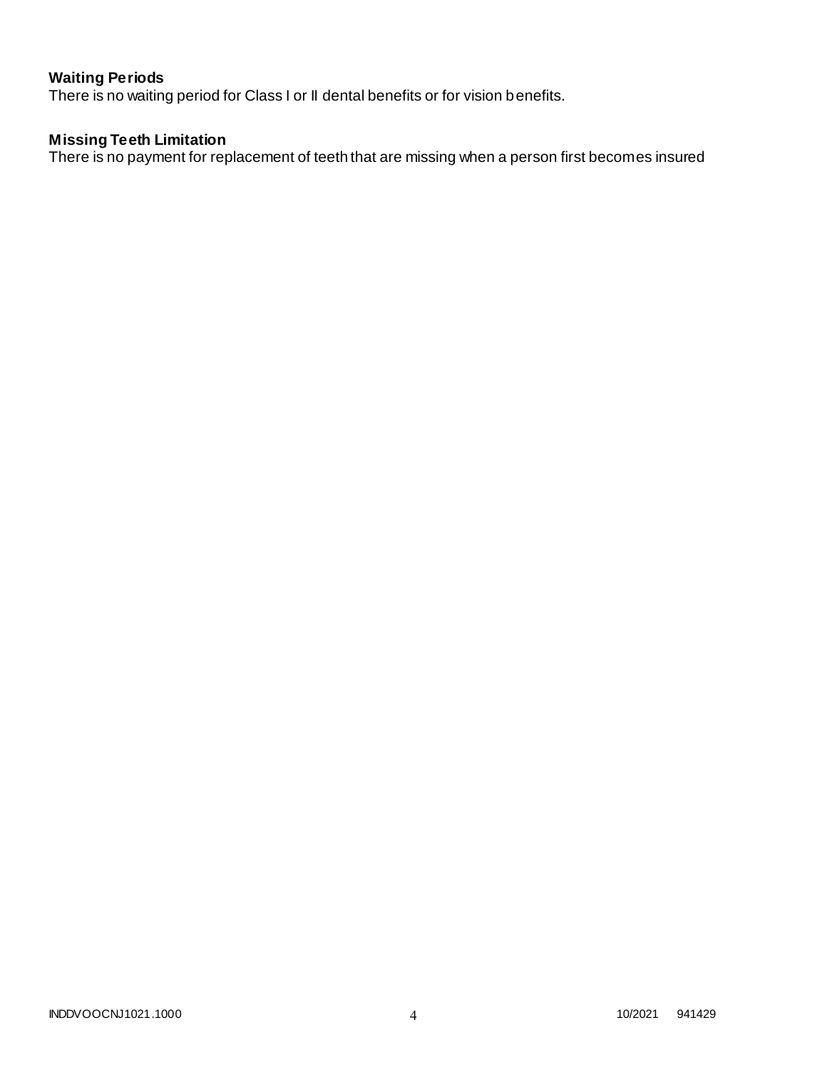**Waiting Periods**

There is no waiting period for Class I or II dental benefits or for vision benefits.

**Missing Teeth Limitation**

There is no payment for replacement of teeth that are missing when a person first becomes insured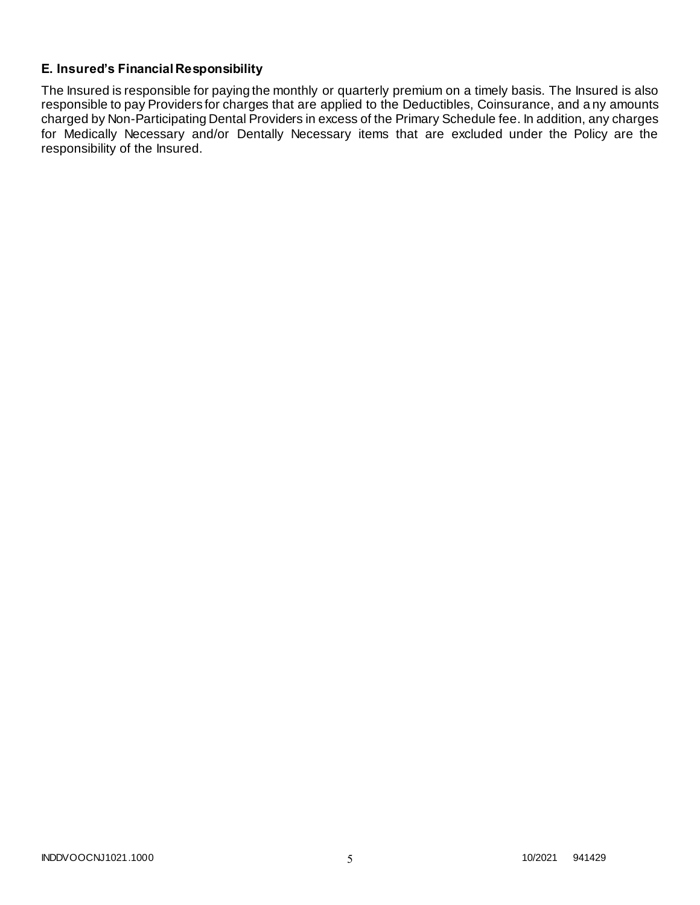### E. Insured's Financial Responsibility

The Insured is responsible for paying the monthly or quarterly premium on a timely basis. The Insured is also responsible to pay Providers for charges that are applied to the Deductibles, Coinsurance, and any amounts charged by Non-Participating Dental Providers in excess of the Primary Schedule fee. In addition, any charges for Medically Necessary and/or Dentally Necessary items that are excluded under the Policy are the responsibility of the Insured.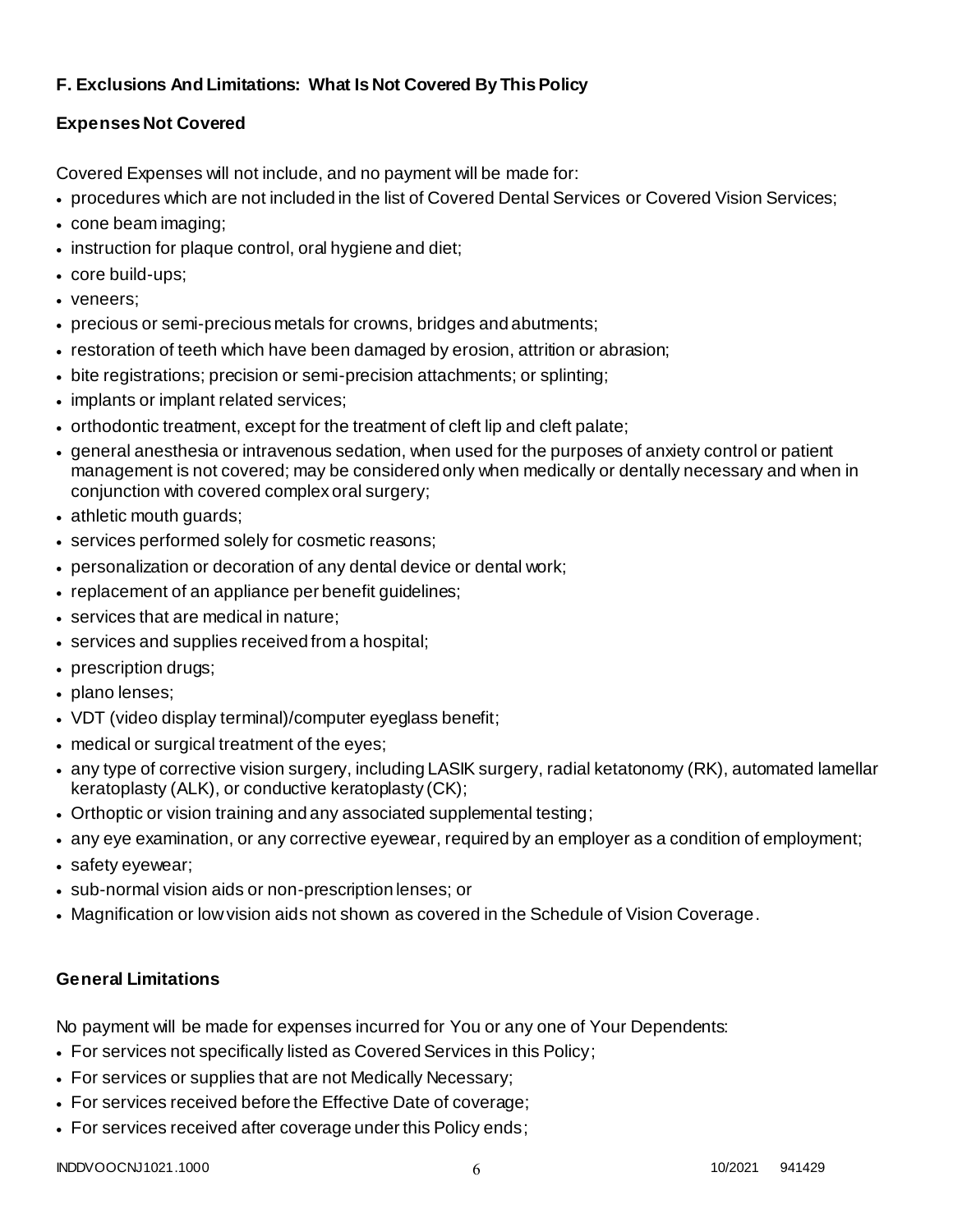## F. Exclusions And Limitations: What Is Not Covered By This Policy

### Expenses Not Covered

Covered Expenses will not include, and no payment will be made for:

- procedures which are not included in the list of Covered Dental Services or Covered Vision Services;
- cone beam imaging;
- instruction for plaque control, oral hygiene and diet;
- core build-ups;
- veneers;
- precious or semi-precious metals for crowns, bridges and abutments;
- restoration of teeth which have been damaged by erosion, attrition or abrasion;
- bite registrations; precision or semi-precision attachments; or splinting;
- implants or implant related services;
- orthodontic treatment, except for the treatment of cleft lip and cleft palate;
- general anesthesia or intravenous sedation, when used for the purposes of anxiety control or patient management is not covered; may be considered only when medically or dentally necessary and when in conjunction with covered complex oral surgery;
- athletic mouth guards;
- services performed solely for cosmetic reasons;
- personalization or decoration of any dental device or dental work;
- replacement of an appliance per benefit guidelines;
- services that are medical in nature;
- services and supplies received from a hospital;
- prescription drugs;
- plano lenses;
- VDT (video display terminal)/computer eyeglass benefit;
- medical or surgical treatment of the eyes;
- any type of corrective vision surgery, including LASIK surgery, radial ketatonomy (RK), automated lamellar keratoplasty (ALK), or conductive keratoplasty (CK);
- Orthoptic or vision training and any associated supplemental testing;
- any eye examination, or any corrective eyewear, required by an employer as a condition of employment;
- safety eyewear;
- sub-normal vision aids or non-prescription lenses; or
- Magnification or low vision aids not shown as covered in the Schedule of Vision Coverage.

### General Limitations

No payment will be made for expenses incurred for You or any one of Your Dependents:

- For services not specifically listed as Covered Services in this Policy;
- For services or supplies that are not Medically Necessary;
- For services received before the Effective Date of coverage;
- For services received after coverage under this Policy ends;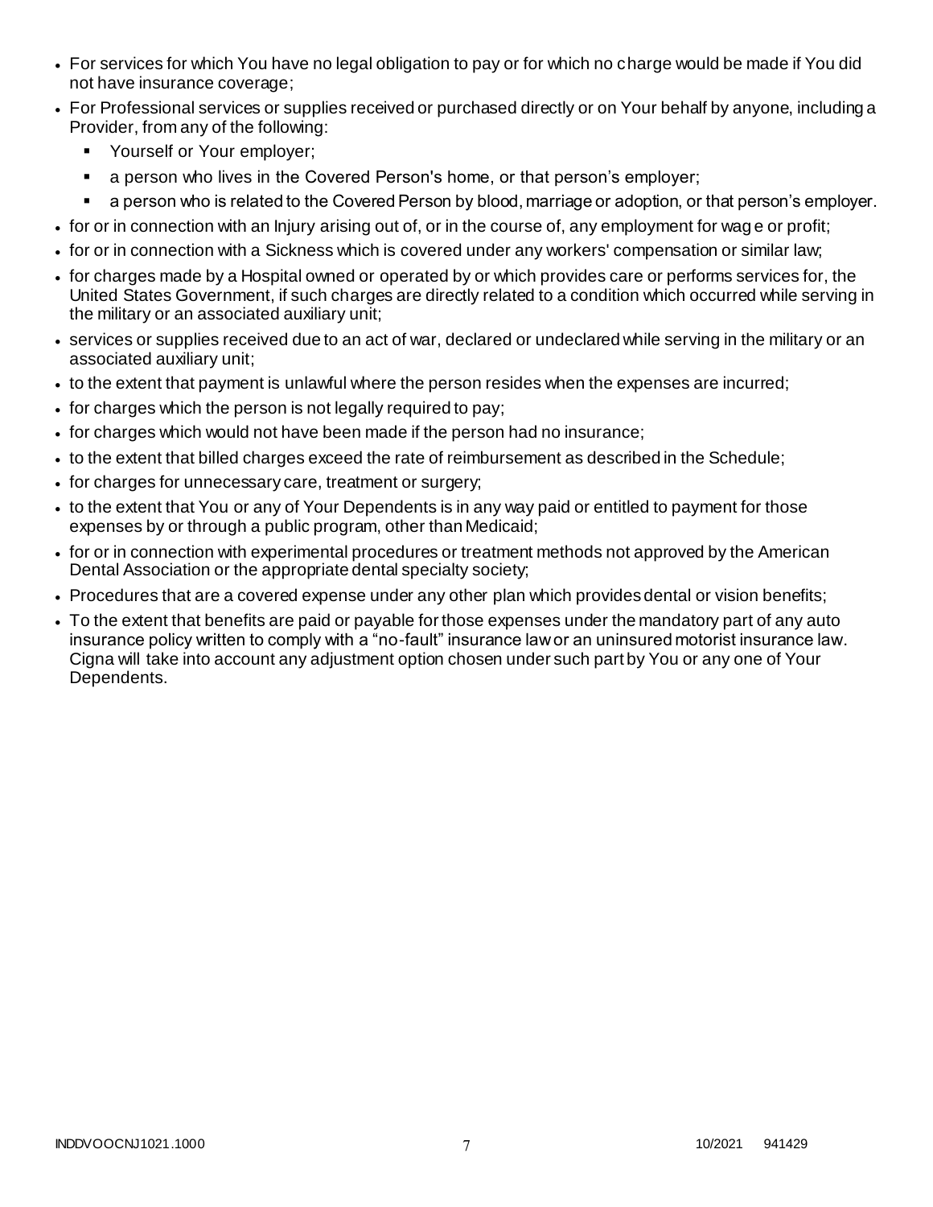- For services for which You have no legal obligation to pay or for which no charge would be made if You did not have insurance coverage;
- For Professional services or supplies received or purchased directly or on Your behalf by anyone, including a Provider, from any of the following:
  - Yourself or Your employer;
  - a person who lives in the Covered Person's home, or that person's employer;
  - a person who is related to the Covered Person by blood, marriage or adoption, or that person's employer.
- for or in connection with an Injury arising out of, or in the course of, any employment for wage or profit;
- for or in connection with a Sickness which is covered under any workers' compensation or similar law;
- for charges made by a Hospital owned or operated by or which provides care or performs services for, the United States Government, if such charges are directly related to a condition which occurred while serving in the military or an associated auxiliary unit;
- services or supplies received due to an act of war, declared or undeclared while serving in the military or an associated auxiliary unit;
- to the extent that payment is unlawful where the person resides when the expenses are incurred;
- for charges which the person is not legally required to pay;
- for charges which would not have been made if the person had no insurance;
- to the extent that billed charges exceed the rate of reimbursement as described in the Schedule;
- for charges for unnecessary care, treatment or surgery;
- to the extent that You or any of Your Dependents is in any way paid or entitled to payment for those expenses by or through a public program, other than Medicaid;
- for or in connection with experimental procedures or treatment methods not approved by the American Dental Association or the appropriate dental specialty society;
- Procedures that are a covered expense under any other plan which provides dental or vision benefits;
- To the extent that benefits are paid or payable for those expenses under the mandatory part of any auto insurance policy written to comply with a "no-fault" insurance law or an uninsured motorist insurance law. Cigna will take into account any adjustment option chosen under such part by You or any one of Your Dependents.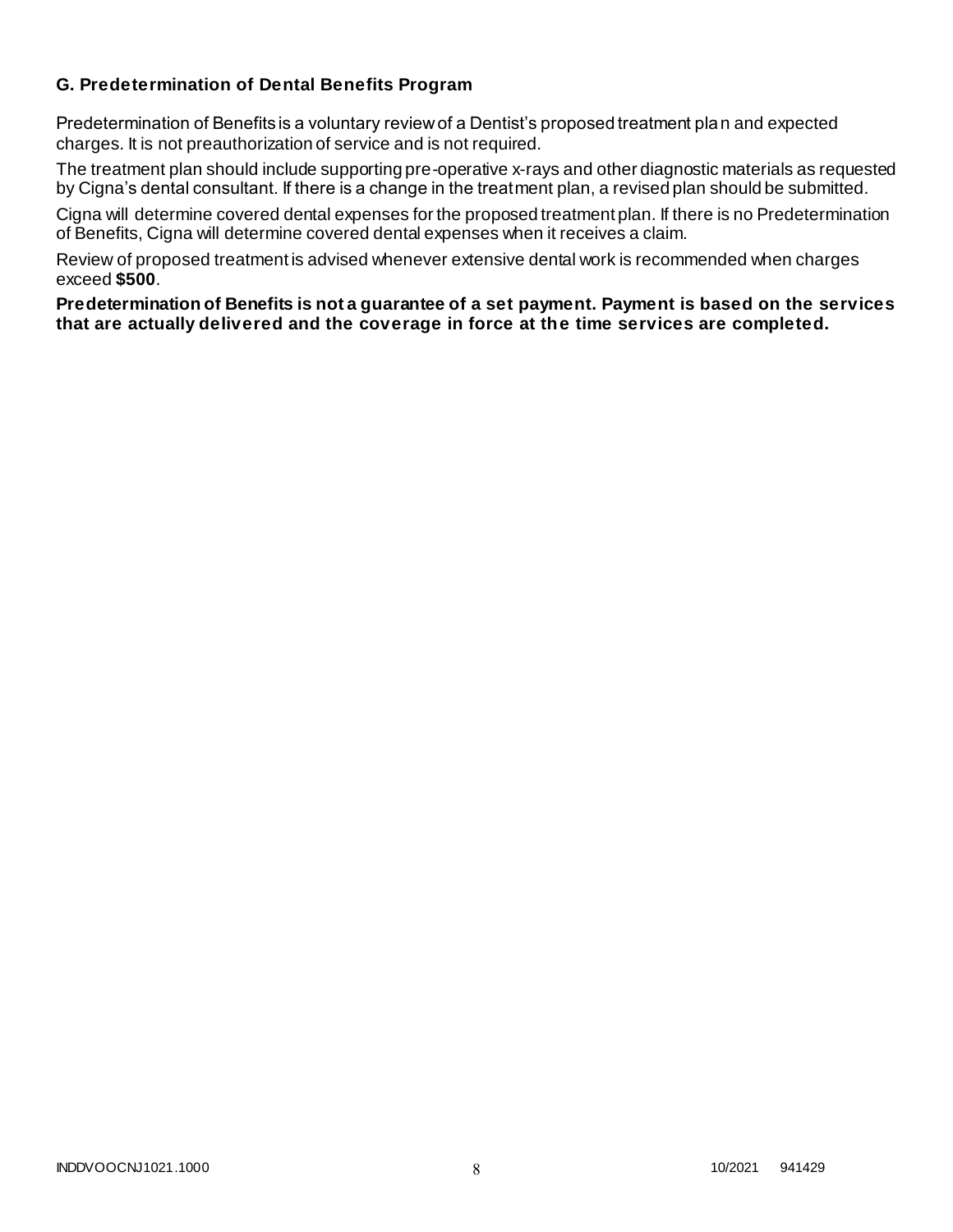### G. Predetermination of Dental Benefits Program

Predetermination of Benefits is a voluntary review of a Dentist's proposed treatment plan and expected charges. It is not preauthorization of service and is not required.

The treatment plan should include supporting pre-operative x-rays and other diagnostic materials as requested by Cigna's dental consultant. If there is a change in the treatment plan, a revised plan should be submitted.

Cigna will determine covered dental expenses for the proposed treatment plan. If there is no Predetermination of Benefits, Cigna will determine covered dental expenses when it receives a claim.

Review of proposed treatment is advised whenever extensive dental work is recommended when charges exceed **$500**.

**Predetermination of Benefits is not a guarantee of a set payment. Payment is based on the services that are actually delivered and the coverage in force at the time services are completed.**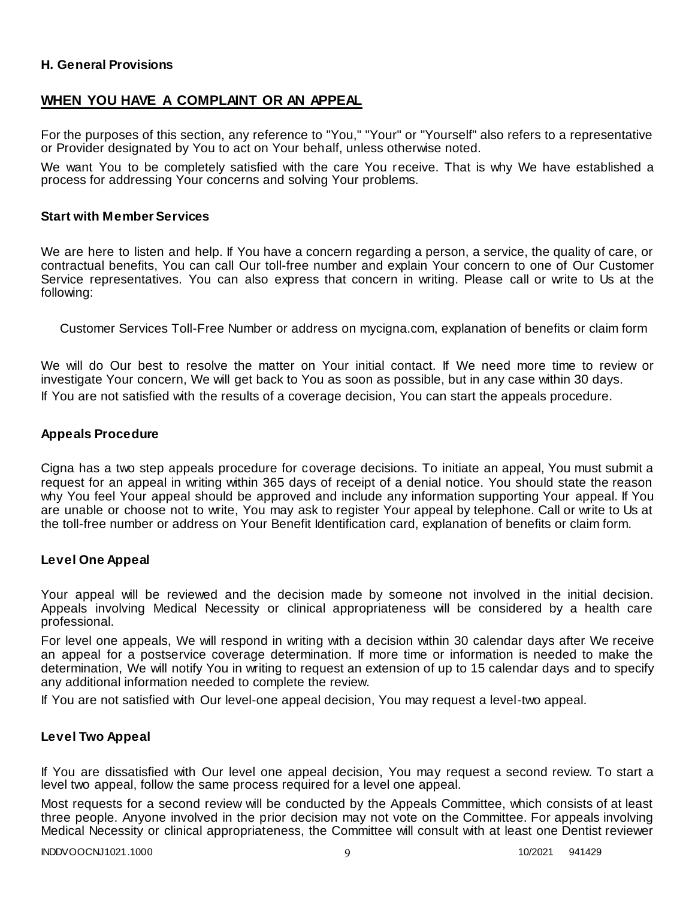**H. General Provisions**

## WHEN YOU HAVE A COMPLAINT OR AN APPEAL

For the purposes of this section, any reference to "You," "Your" or "Yourself" also refers to a representative or Provider designated by You to act on Your behalf, unless otherwise noted.

We want You to be completely satisfied with the care You receive. That is why We have established a process for addressing Your concerns and solving Your problems.

### Start with Member Services

We are here to listen and help. If You have a concern regarding a person, a service, the quality of care, or contractual benefits, You can call Our toll-free number and explain Your concern to one of Our Customer Service representatives. You can also express that concern in writing. Please call or write to Us at the following:

Customer Services Toll-Free Number or address on mycigna.com, explanation of benefits or claim form

We will do Our best to resolve the matter on Your initial contact. If We need more time to review or investigate Your concern, We will get back to You as soon as possible, but in any case within 30 days.

If You are not satisfied with the results of a coverage decision, You can start the appeals procedure.

### Appeals Procedure

Cigna has a two step appeals procedure for coverage decisions. To initiate an appeal, You must submit a request for an appeal in writing within 365 days of receipt of a denial notice. You should state the reason why You feel Your appeal should be approved and include any information supporting Your appeal. If You are unable or choose not to write, You may ask to register Your appeal by telephone. Call or write to Us at the toll-free number or address on Your Benefit Identification card, explanation of benefits or claim form.

### Level One Appeal

Your appeal will be reviewed and the decision made by someone not involved in the initial decision. Appeals involving Medical Necessity or clinical appropriateness will be considered by a health care professional.

For level one appeals, We will respond in writing with a decision within 30 calendar days after We receive an appeal for a postservice coverage determination. If more time or information is needed to make the determination, We will notify You in writing to request an extension of up to 15 calendar days and to specify any additional information needed to complete the review.

If You are not satisfied with Our level-one appeal decision, You may request a level-two appeal.

### Level Two Appeal

If You are dissatisfied with Our level one appeal decision, You may request a second review. To start a level two appeal, follow the same process required for a level one appeal.

Most requests for a second review will be conducted by the Appeals Committee, which consists of at least three people. Anyone involved in the prior decision may not vote on the Committee. For appeals involving Medical Necessity or clinical appropriateness, the Committee will consult with at least one Dentist reviewer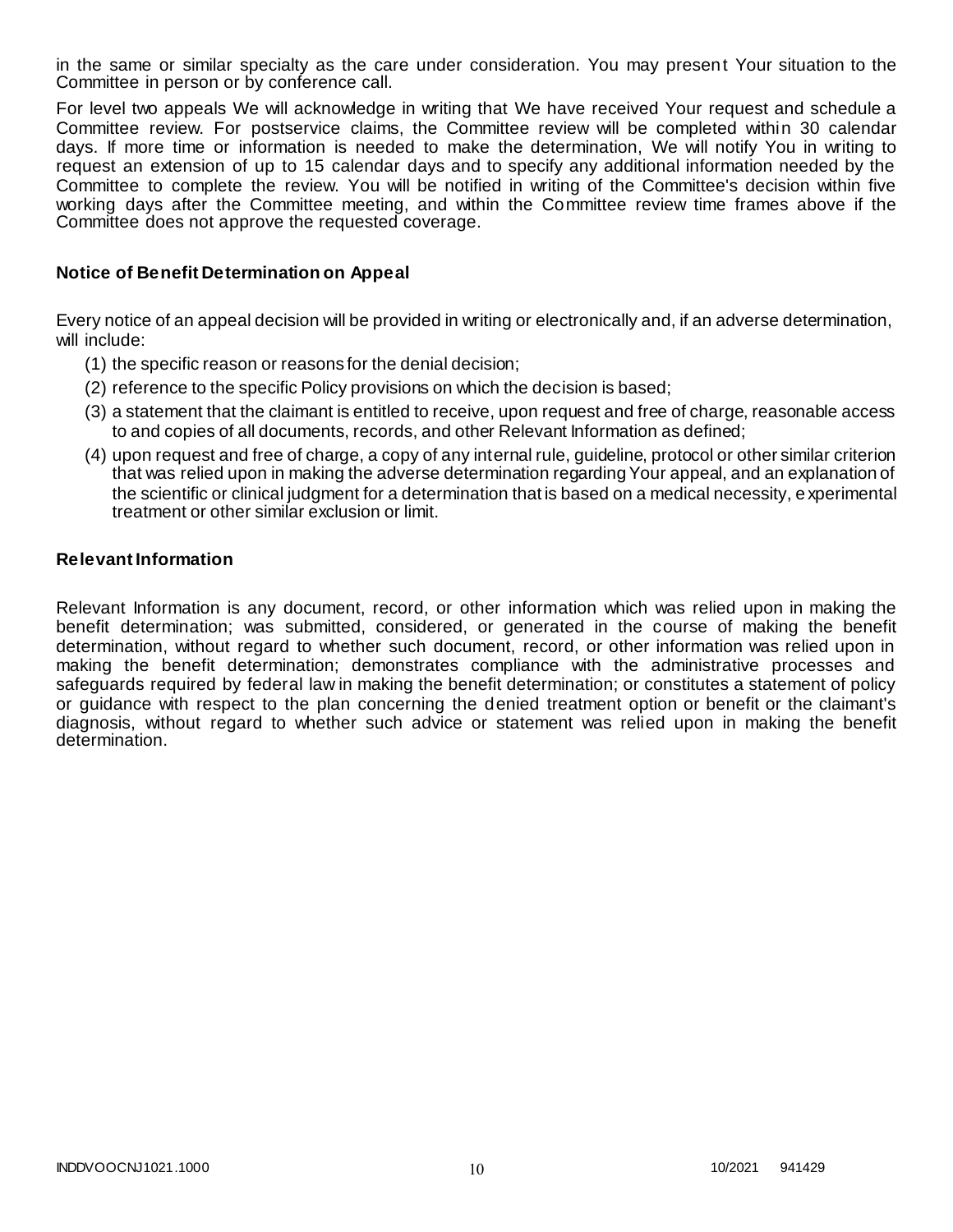in the same or similar specialty as the care under consideration. You may present Your situation to the Committee in person or by conference call.

For level two appeals We will acknowledge in writing that We have received Your request and schedule a Committee review. For postservice claims, the Committee review will be completed within 30 calendar days. If more time or information is needed to make the determination, We will notify You in writing to request an extension of up to 15 calendar days and to specify any additional information needed by the Committee to complete the review. You will be notified in writing of the Committee's decision within five working days after the Committee meeting, and within the Committee review time frames above if the Committee does not approve the requested coverage.

### Notice of Benefit Determination on Appeal

Every notice of an appeal decision will be provided in writing or electronically and, if an adverse determination, will include:

(1) the specific reason or reasons for the denial decision;

(2) reference to the specific Policy provisions on which the decision is based;

(3) a statement that the claimant is entitled to receive, upon request and free of charge, reasonable access to and copies of all documents, records, and other Relevant Information as defined;

(4) upon request and free of charge, a copy of any internal rule, guideline, protocol or other similar criterion that was relied upon in making the adverse determination regarding Your appeal, and an explanation of the scientific or clinical judgment for a determination that is based on a medical necessity, experimental treatment or other similar exclusion or limit.

### Relevant Information

Relevant Information is any document, record, or other information which was relied upon in making the benefit determination; was submitted, considered, or generated in the course of making the benefit determination, without regard to whether such document, record, or other information was relied upon in making the benefit determination; demonstrates compliance with the administrative processes and safeguards required by federal law in making the benefit determination; or constitutes a statement of policy or guidance with respect to the plan concerning the denied treatment option or benefit or the claimant's diagnosis, without regard to whether such advice or statement was relied upon in making the benefit determination.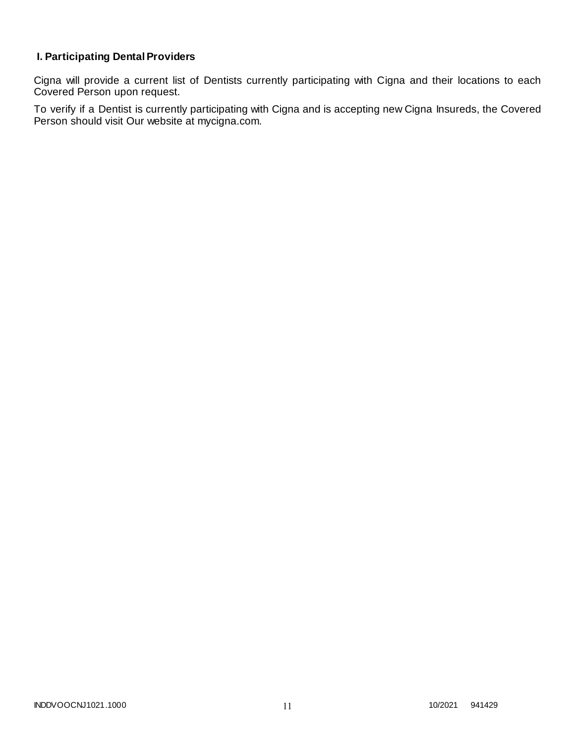## I. Participating Dental Providers

Cigna will provide a current list of Dentists currently participating with Cigna and their locations to each Covered Person upon request.

To verify if a Dentist is currently participating with Cigna and is accepting new Cigna Insureds, the Covered Person should visit Our website at mycigna.com.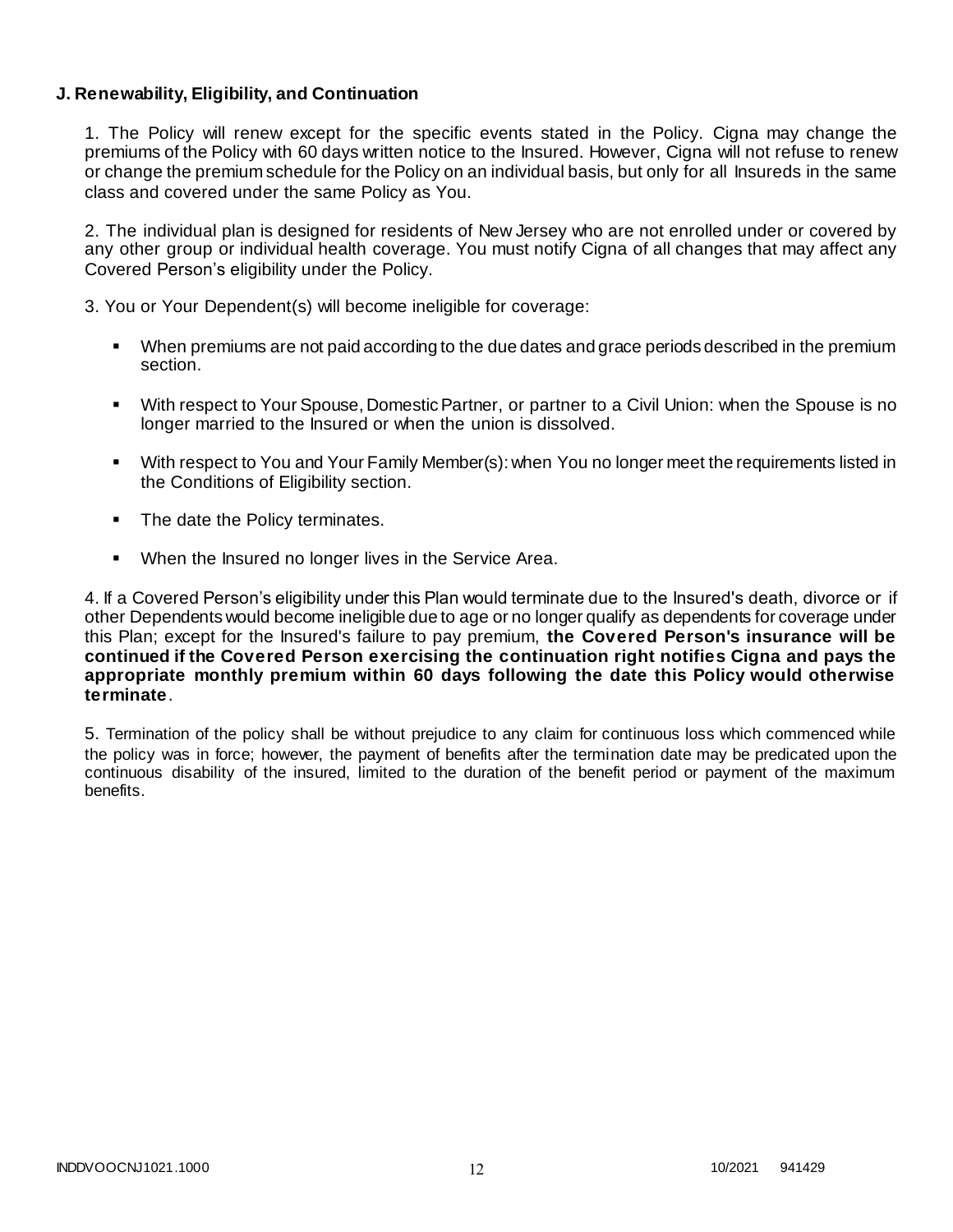### J. Renewability, Eligibility, and Continuation

1. The Policy will renew except for the specific events stated in the Policy. Cigna may change the premiums of the Policy with 60 days written notice to the Insured. However, Cigna will not refuse to renew or change the premium schedule for the Policy on an individual basis, but only for all Insureds in the same class and covered under the same Policy as You.

2. The individual plan is designed for residents of New Jersey who are not enrolled under or covered by any other group or individual health coverage. You must notify Cigna of all changes that may affect any Covered Person's eligibility under the Policy.

3. You or Your Dependent(s) will become ineligible for coverage:

- When premiums are not paid according to the due dates and grace periods described in the premium section.
- With respect to Your Spouse, Domestic Partner, or partner to a Civil Union: when the Spouse is no longer married to the Insured or when the union is dissolved.
- With respect to You and Your Family Member(s): when You no longer meet the requirements listed in the Conditions of Eligibility section.
- The date the Policy terminates.
- When the Insured no longer lives in the Service Area.

4. If a Covered Person's eligibility under this Plan would terminate due to the Insured's death, divorce or if other Dependents would become ineligible due to age or no longer qualify as dependents for coverage under this Plan; except for the Insured's failure to pay premium, **the Covered Person's insurance will be continued if the Covered Person exercising the continuation right notifies Cigna and pays the appropriate monthly premium within 60 days following the date this Policy would otherwise terminate**.

5. Termination of the policy shall be without prejudice to any claim for continuous loss which commenced while the policy was in force; however, the payment of benefits after the termination date may be predicated upon the continuous disability of the insured, limited to the duration of the benefit period or payment of the maximum benefits.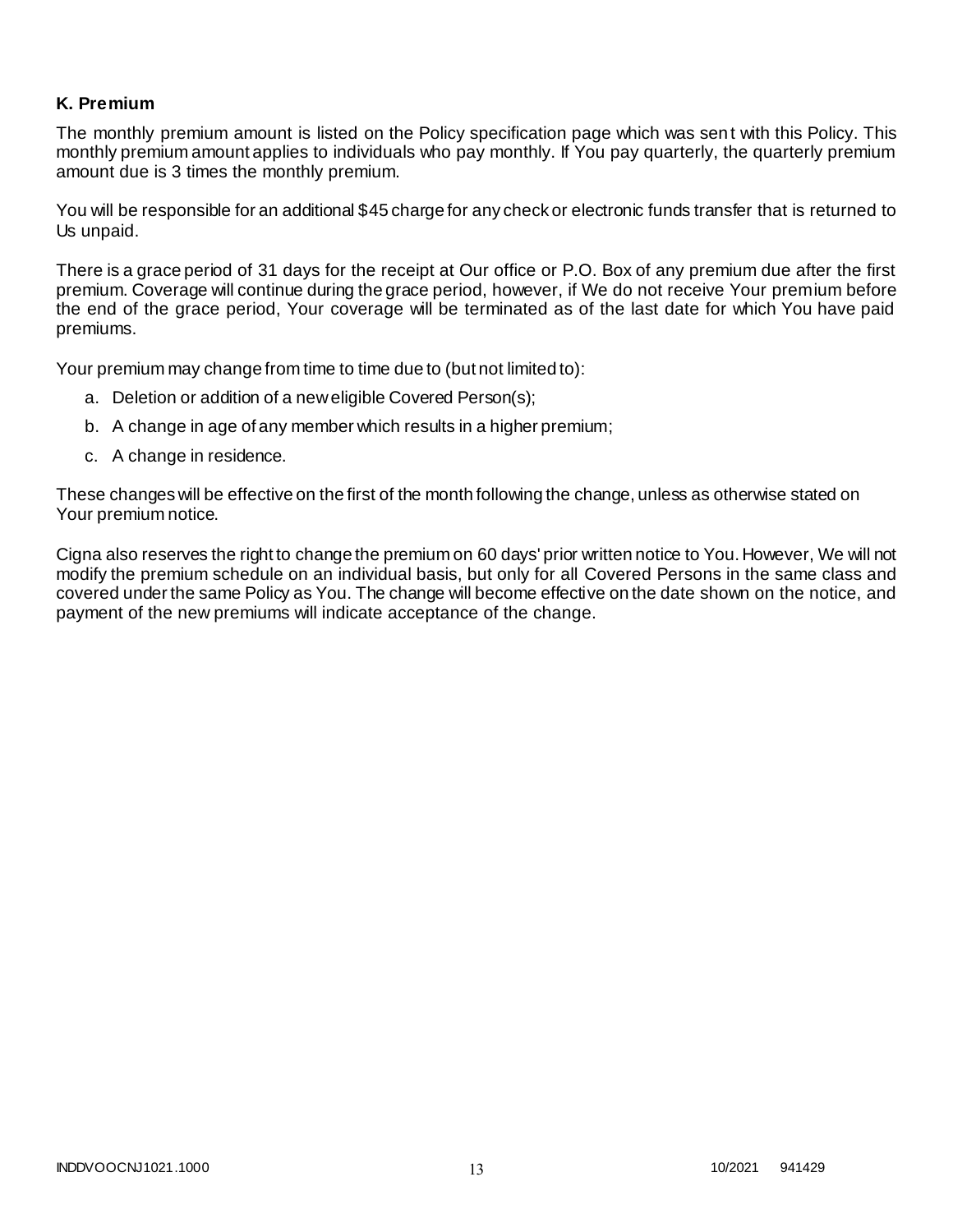**K. Premium**

The monthly premium amount is listed on the Policy specification page which was sent with this Policy. This monthly premium amount applies to individuals who pay monthly. If You pay quarterly, the quarterly premium amount due is 3 times the monthly premium.

You will be responsible for an additional $45 charge for any check or electronic funds transfer that is returned to Us unpaid.

There is a grace period of 31 days for the receipt at Our office or P.O. Box of any premium due after the first premium. Coverage will continue during the grace period, however, if We do not receive Your premium before the end of the grace period, Your coverage will be terminated as of the last date for which You have paid premiums.

Your premium may change from time to time due to (but not limited to):

a. Deletion or addition of a new eligible Covered Person(s);
b. A change in age of any member which results in a higher premium;
c. A change in residence.

These changes will be effective on the first of the month following the change, unless as otherwise stated on Your premium notice.

Cigna also reserves the right to change the premium on 60 days' prior written notice to You. However, We will not modify the premium schedule on an individual basis, but only for all Covered Persons in the same class and covered under the same Policy as You. The change will become effective on the date shown on the notice, and payment of the new premiums will indicate acceptance of the change.